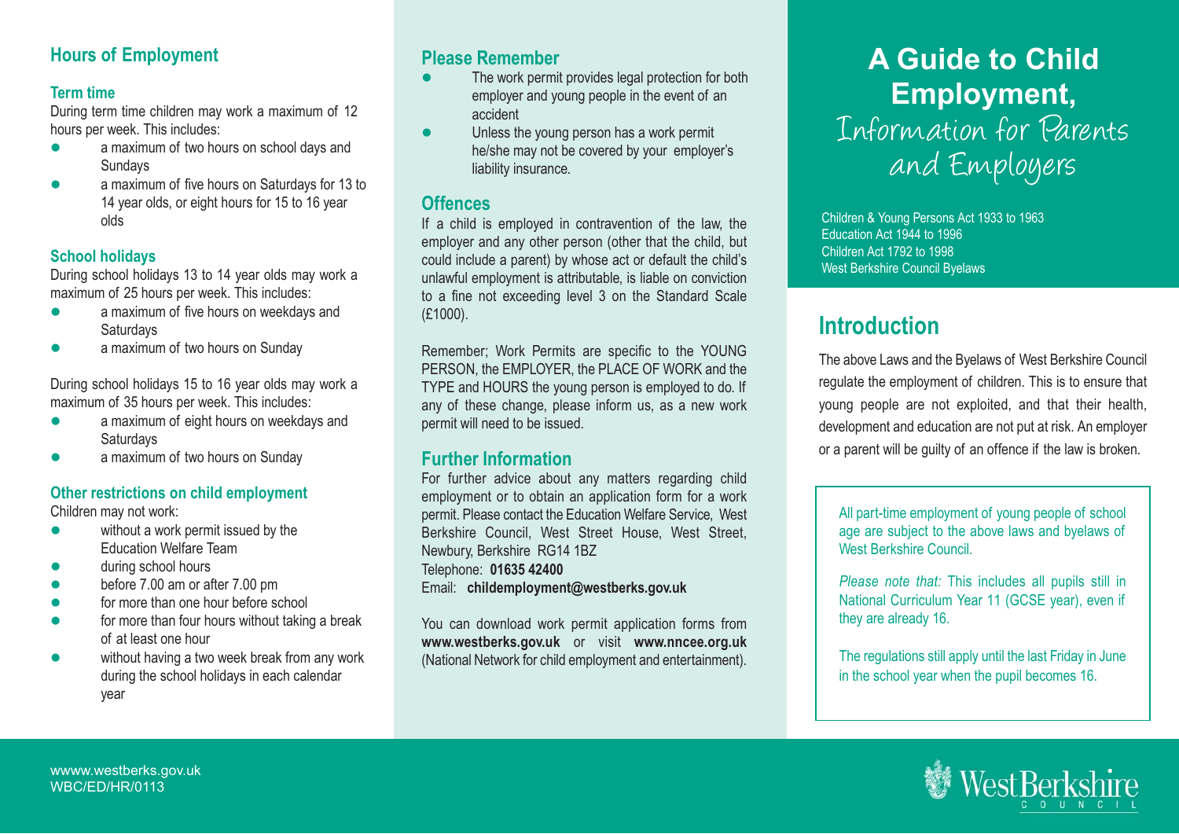# A Guide to Child Employment, Information for Parents and Employers

Children & Young Persons Act 1933 to 1963
Education Act 1944 to 1996
Children Act 1792 to 1998
West Berkshire Council Byelaws

## Introduction

The above Laws and the Byelaws of West Berkshire Council regulate the employment of children. This is to ensure that young people are not exploited, and that their health, development and education are not put at risk. An employer or a parent will be guilty of an offence if the law is broken.

All part-time employment of young people of school age are subject to the above laws and byelaws of West Berkshire Council.

*Please note that:* This includes all pupils still in National Curriculum Year 11 (GCSE year), even if they are already 16.

The regulations still apply until the last Friday in June in the school year when the pupil becomes 16.

## Hours of Employment

### Term time

During term time children may work a maximum of 12 hours per week. This includes:

- a maximum of two hours on school days and Sundays
- a maximum of five hours on Saturdays for 13 to 14 year olds, or eight hours for 15 to 16 year olds

### School holidays

During school holidays 13 to 14 year olds may work a maximum of 25 hours per week. This includes:

- a maximum of five hours on weekdays and Saturdays
- a maximum of two hours on Sunday

During school holidays 15 to 16 year olds may work a maximum of 35 hours per week. This includes:

- a maximum of eight hours on weekdays and Saturdays
- a maximum of two hours on Sunday

### Other restrictions on child employment

Children may not work:

- without a work permit issued by the Education Welfare Team
- during school hours
- before 7.00 am or after 7.00 pm
- for more than one hour before school
- for more than four hours without taking a break of at least one hour
- without having a two week break from any work during the school holidays in each calendar year

## Please Remember

- The work permit provides legal protection for both employer and young people in the event of an accident
- Unless the young person has a work permit he/she may not be covered by your employer's liability insurance.

## Offences

If a child is employed in contravention of the law, the employer and any other person (other that the child, but could include a parent) by whose act or default the child's unlawful employment is attributable, is liable on conviction to a fine not exceeding level 3 on the Standard Scale (£1000).

Remember; Work Permits are specific to the YOUNG PERSON, the EMPLOYER, the PLACE OF WORK and the TYPE and HOURS the young person is employed to do. If any of these change, please inform us, as a new work permit will need to be issued.

## Further Information

For further advice about any matters regarding child employment or to obtain an application form for a work permit. Please contact the Education Welfare Service, West Berkshire Council, West Street House, West Street, Newbury, Berkshire RG14 1BZ
Telephone: **01635 42400**
Email: **childemployment@westberks.gov.uk**

You can download work permit application forms from **www.westberks.gov.uk** or visit **www.nncee.org.uk** (National Network for child employment and entertainment).

wwww.westberks.gov.uk
WBC/ED/HR/0113

West Berkshire Council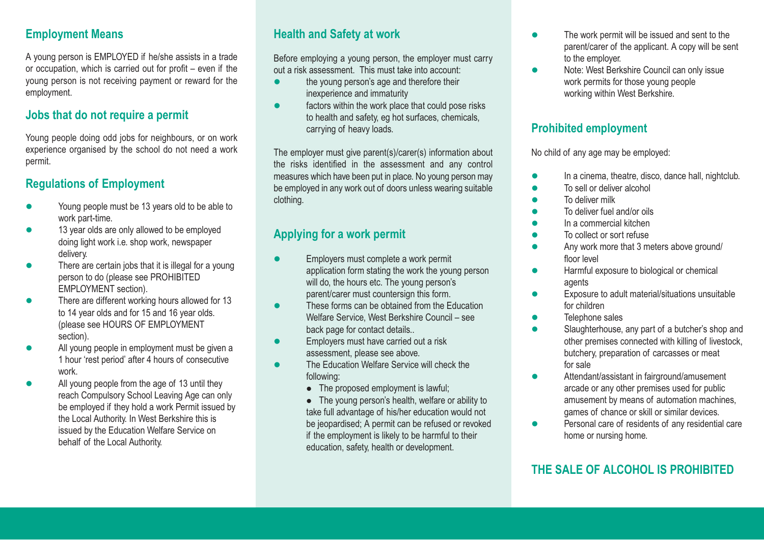## Employment Means

A young person is EMPLOYED if he/she assists in a trade or occupation, which is carried out for profit – even if the young person is not receiving payment or reward for the employment.

## Jobs that do not require a permit

Young people doing odd jobs for neighbours, or on work experience organised by the school do not need a work permit.

## Regulations of Employment

- Young people must be 13 years old to be able to work part-time.
- 13 year olds are only allowed to be employed doing light work i.e. shop work, newspaper delivery.
- There are certain jobs that it is illegal for a young person to do (please see PROHIBITED EMPLOYMENT section).
- There are different working hours allowed for 13 to 14 year olds and for 15 and 16 year olds. (please see HOURS OF EMPLOYMENT section).
- All young people in employment must be given a 1 hour 'rest period' after 4 hours of consecutive work.
- All young people from the age of 13 until they reach Compulsory School Leaving Age can only be employed if they hold a work Permit issued by the Local Authority. In West Berkshire this is issued by the Education Welfare Service on behalf of the Local Authority.

## Health and Safety at work

Before employing a young person, the employer must carry out a risk assessment. This must take into account:

- the young person's age and therefore their inexperience and immaturity
- factors within the work place that could pose risks to health and safety, eg hot surfaces, chemicals, carrying of heavy loads.

The employer must give parent(s)/carer(s) information about the risks identified in the assessment and any control measures which have been put in place. No young person may be employed in any work out of doors unless wearing suitable clothing.

## Applying for a work permit

- Employers must complete a work permit application form stating the work the young person will do, the hours etc. The young person's parent/carer must countersign this form.
- These forms can be obtained from the Education Welfare Service, West Berkshire Council – see back page for contact details..
- Employers must have carried out a risk assessment, please see above.
- The Education Welfare Service will check the following:
  - The proposed employment is lawful;
  - The young person's health, welfare or ability to take full advantage of his/her education would not be jeopardised; A permit can be refused or revoked if the employment is likely to be harmful to their education, safety, health or development.
- The work permit will be issued and sent to the parent/carer of the applicant. A copy will be sent to the employer.
- Note: West Berkshire Council can only issue work permits for those young people working within West Berkshire.

## Prohibited employment

No child of any age may be employed:

- In a cinema, theatre, disco, dance hall, nightclub.
- To sell or deliver alcohol
- To deliver milk
- To deliver fuel and/or oils
- In a commercial kitchen
- To collect or sort refuse
- Any work more that 3 meters above ground/ floor level
- Harmful exposure to biological or chemical agents
- Exposure to adult material/situations unsuitable for children
- Telephone sales
- Slaughterhouse, any part of a butcher's shop and other premises connected with killing of livestock, butchery, preparation of carcasses or meat for sale
- Attendant/assistant in fairground/amusement arcade or any other premises used for public amusement by means of automation machines, games of chance or skill or similar devices.
- Personal care of residents of any residential care home or nursing home.

## THE SALE OF ALCOHOL IS PROHIBITED